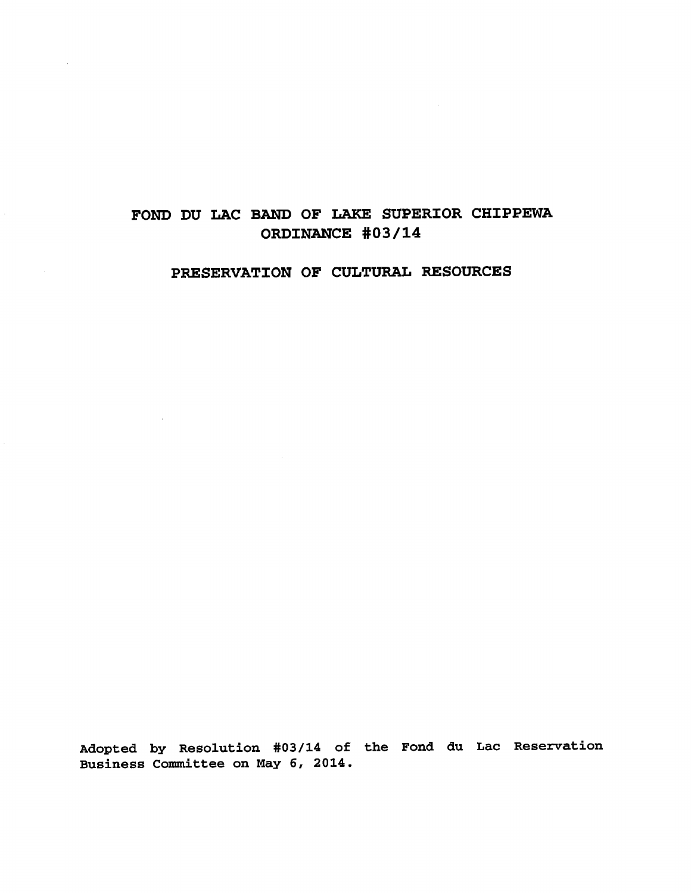# FOND DU LAC BAND OF LAKE SUPERIOR CHIPPEWA
# ORDINANCE #03/14

## PRESERVATION OF CULTURAL RESOURCES

Adopted by Resolution #03/14 of the Fond du Lac Reservation Business Committee on May 6, 2014.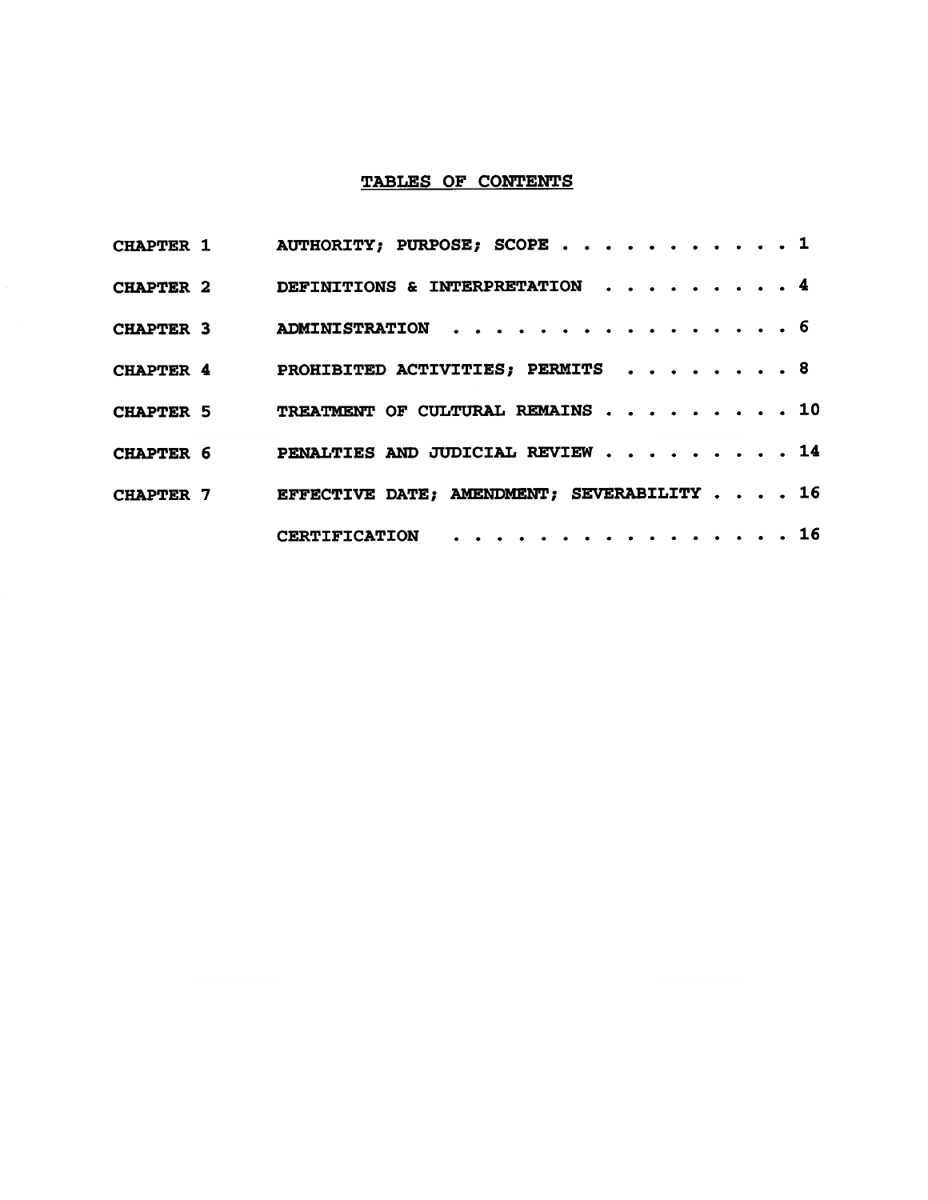# TABLES OF CONTENTS

| | | |
|---|---|---|
| CHAPTER 1 | AUTHORITY; PURPOSE; SCOPE | 1 |
| CHAPTER 2 | DEFINITIONS & INTERPRETATION | 4 |
| CHAPTER 3 | ADMINISTRATION | 6 |
| CHAPTER 4 | PROHIBITED ACTIVITIES; PERMITS | 8 |
| CHAPTER 5 | TREATMENT OF CULTURAL REMAINS | 10 |
| CHAPTER 6 | PENALTIES AND JUDICIAL REVIEW | 14 |
| CHAPTER 7 | EFFECTIVE DATE; AMENDMENT; SEVERABILITY | 16 |
| | CERTIFICATION | 16 |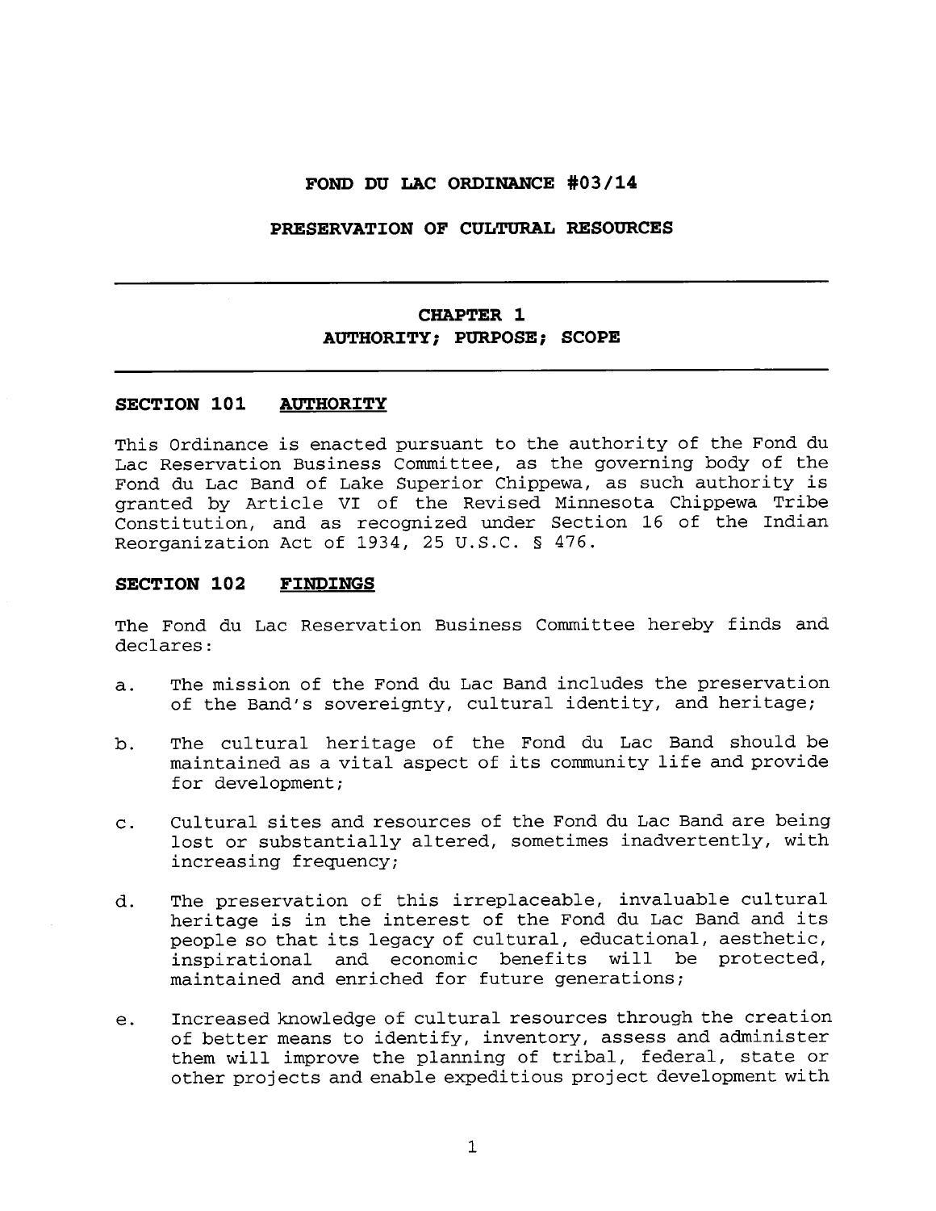# FOND DU LAC ORDINANCE #03/14

## PRESERVATION OF CULTURAL RESOURCES

---

## CHAPTER 1
## AUTHORITY; PURPOSE; SCOPE

---

### SECTION 101 AUTHORITY

This Ordinance is enacted pursuant to the authority of the Fond du Lac Reservation Business Committee, as the governing body of the Fond du Lac Band of Lake Superior Chippewa, as such authority is granted by Article VI of the Revised Minnesota Chippewa Tribe Constitution, and as recognized under Section 16 of the Indian Reorganization Act of 1934, 25 U.S.C. § 476.

### SECTION 102 FINDINGS

The Fond du Lac Reservation Business Committee hereby finds and declares:

a. The mission of the Fond du Lac Band includes the preservation of the Band's sovereignty, cultural identity, and heritage;

b. The cultural heritage of the Fond du Lac Band should be maintained as a vital aspect of its community life and provide for development;

c. Cultural sites and resources of the Fond du Lac Band are being lost or substantially altered, sometimes inadvertently, with increasing frequency;

d. The preservation of this irreplaceable, invaluable cultural heritage is in the interest of the Fond du Lac Band and its people so that its legacy of cultural, educational, aesthetic, inspirational and economic benefits will be protected, maintained and enriched for future generations;

e. Increased knowledge of cultural resources through the creation of better means to identify, inventory, assess and administer them will improve the planning of tribal, federal, state or other projects and enable expeditious project development with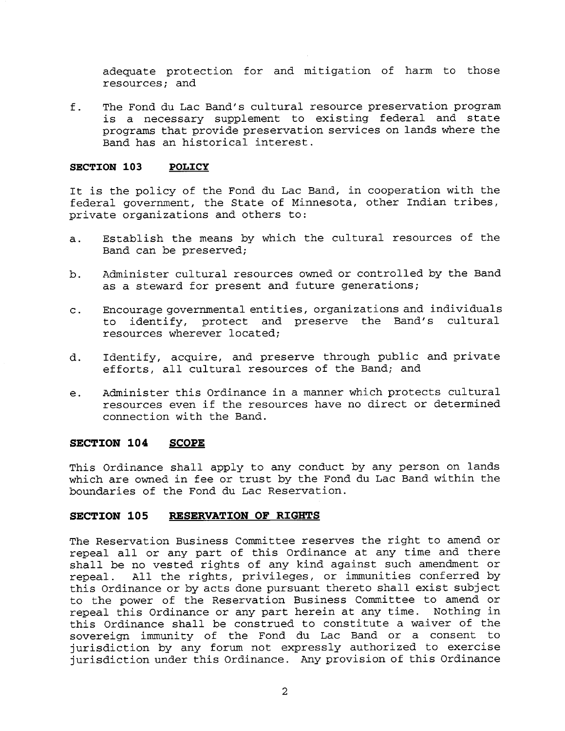adequate protection for and mitigation of harm to those resources; and

f. The Fond du Lac Band's cultural resource preservation program is a necessary supplement to existing federal and state programs that provide preservation services on lands where the Band has an historical interest.

## SECTION 103 POLICY

It is the policy of the Fond du Lac Band, in cooperation with the federal government, the State of Minnesota, other Indian tribes, private organizations and others to:

a. Establish the means by which the cultural resources of the Band can be preserved;

b. Administer cultural resources owned or controlled by the Band as a steward for present and future generations;

c. Encourage governmental entities, organizations and individuals to identify, protect and preserve the Band's cultural resources wherever located;

d. Identify, acquire, and preserve through public and private efforts, all cultural resources of the Band; and

e. Administer this Ordinance in a manner which protects cultural resources even if the resources have no direct or determined connection with the Band.

## SECTION 104 SCOPE

This Ordinance shall apply to any conduct by any person on lands which are owned in fee or trust by the Fond du Lac Band within the boundaries of the Fond du Lac Reservation.

## SECTION 105 RESERVATION OF RIGHTS

The Reservation Business Committee reserves the right to amend or repeal all or any part of this Ordinance at any time and there shall be no vested rights of any kind against such amendment or repeal. All the rights, privileges, or immunities conferred by this Ordinance or by acts done pursuant thereto shall exist subject to the power of the Reservation Business Committee to amend or repeal this Ordinance or any part herein at any time. Nothing in this Ordinance shall be construed to constitute a waiver of the sovereign immunity of the Fond du Lac Band or a consent to jurisdiction by any forum not expressly authorized to exercise jurisdiction under this Ordinance. Any provision of this Ordinance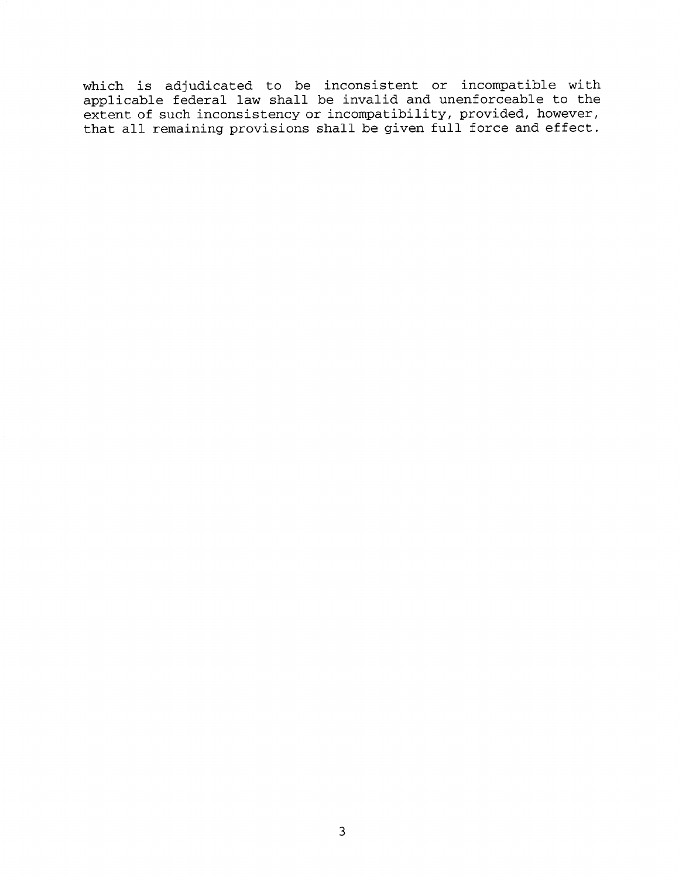which is adjudicated to be inconsistent or incompatible with applicable federal law shall be invalid and unenforceable to the extent of such inconsistency or incompatibility, provided, however, that all remaining provisions shall be given full force and effect.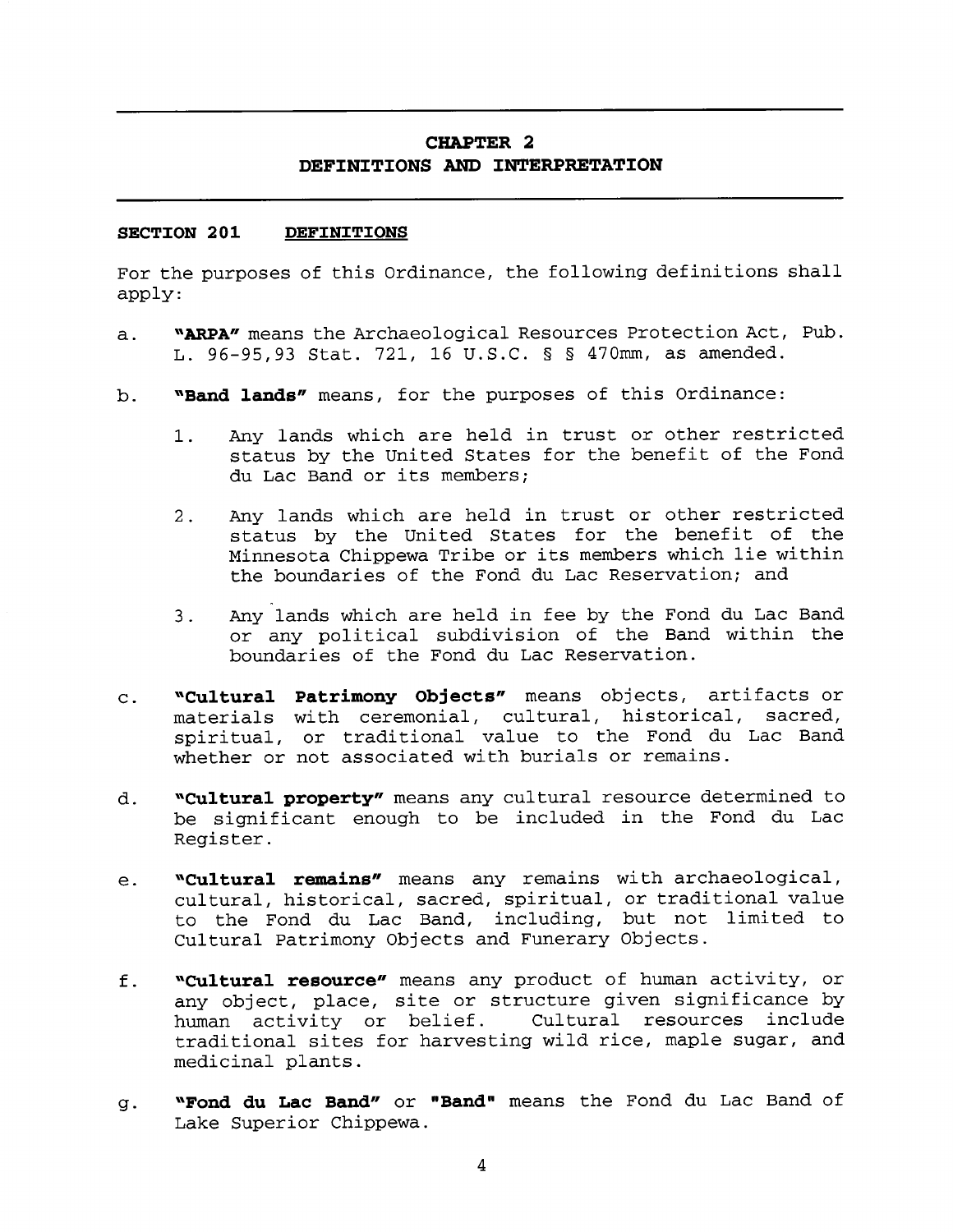## CHAPTER 2
## DEFINITIONS AND INTERPRETATION

### SECTION 201 DEFINITIONS

For the purposes of this Ordinance, the following definitions shall apply:

a. **"ARPA"** means the Archaeological Resources Protection Act, Pub. L. 96-95,93 Stat. 721, 16 U.S.C. § § 470mm, as amended.

b. **"Band lands"** means, for the purposes of this Ordinance:

   1. Any lands which are held in trust or other restricted status by the United States for the benefit of the Fond du Lac Band or its members;

   2. Any lands which are held in trust or other restricted status by the United States for the benefit of the Minnesota Chippewa Tribe or its members which lie within the boundaries of the Fond du Lac Reservation; and

   3. Any lands which are held in fee by the Fond du Lac Band or any political subdivision of the Band within the boundaries of the Fond du Lac Reservation.

c. **"Cultural Patrimony Objects"** means objects, artifacts or materials with ceremonial, cultural, historical, sacred, spiritual, or traditional value to the Fond du Lac Band whether or not associated with burials or remains.

d. **"Cultural property"** means any cultural resource determined to be significant enough to be included in the Fond du Lac Register.

e. **"Cultural remains"** means any remains with archaeological, cultural, historical, sacred, spiritual, or traditional value to the Fond du Lac Band, including, but not limited to Cultural Patrimony Objects and Funerary Objects.

f. **"Cultural resource"** means any product of human activity, or any object, place, site or structure given significance by human activity or belief. Cultural resources include traditional sites for harvesting wild rice, maple sugar, and medicinal plants.

g. **"Fond du Lac Band"** or **"Band"** means the Fond du Lac Band of Lake Superior Chippewa.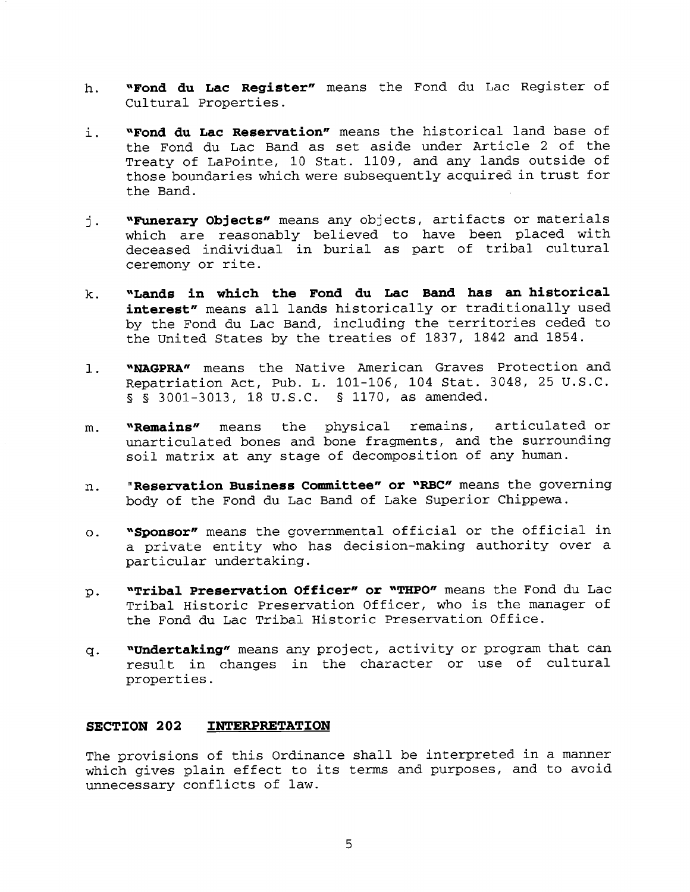h. **"Fond du Lac Register"** means the Fond du Lac Register of Cultural Properties.

i. **"Fond du Lac Reservation"** means the historical land base of the Fond du Lac Band as set aside under Article 2 of the Treaty of LaPointe, 10 Stat. 1109, and any lands outside of those boundaries which were subsequently acquired in trust for the Band.

j. **"Funerary Objects"** means any objects, artifacts or materials which are reasonably believed to have been placed with deceased individual in burial as part of tribal cultural ceremony or rite.

k. **"Lands in which the Fond du Lac Band has an historical interest"** means all lands historically or traditionally used by the Fond du Lac Band, including the territories ceded to the United States by the treaties of 1837, 1842 and 1854.

l. **"NAGPRA"** means the Native American Graves Protection and Repatriation Act, Pub. L. 101-106, 104 Stat. 3048, 25 U.S.C. § § 3001-3013, 18 U.S.C. § 1170, as amended.

m. **"Remains"** means the physical remains, articulated or unarticulated bones and bone fragments, and the surrounding soil matrix at any stage of decomposition of any human.

n. **"Reservation Business Committee" or "RBC"** means the governing body of the Fond du Lac Band of Lake Superior Chippewa.

o. **"Sponsor"** means the governmental official or the official in a private entity who has decision-making authority over a particular undertaking.

p. **"Tribal Preservation Officer" or "THPO"** means the Fond du Lac Tribal Historic Preservation Officer, who is the manager of the Fond du Lac Tribal Historic Preservation Office.

q. **"Undertaking"** means any project, activity or program that can result in changes in the character or use of cultural properties.

## SECTION 202 INTERPRETATION

The provisions of this Ordinance shall be interpreted in a manner which gives plain effect to its terms and purposes, and to avoid unnecessary conflicts of law.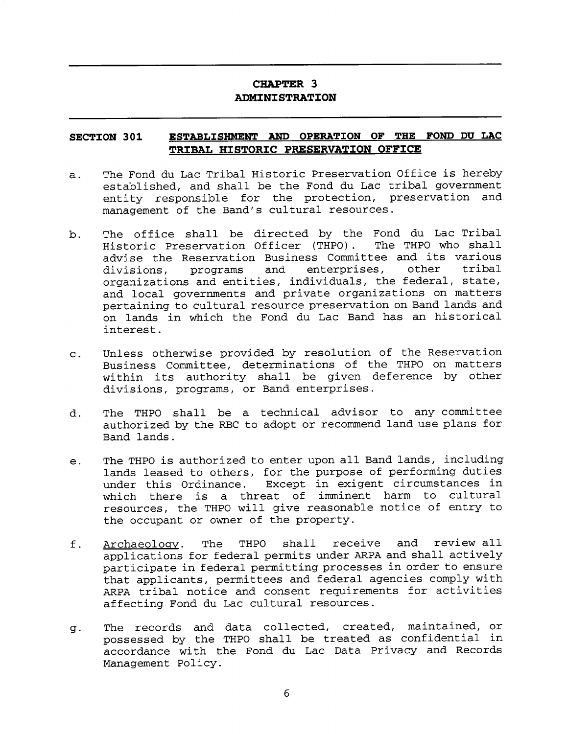## CHAPTER 3
## ADMINISTRATION

### SECTION 301 ESTABLISHMENT AND OPERATION OF THE FOND DU LAC TRIBAL HISTORIC PRESERVATION OFFICE

a. The Fond du Lac Tribal Historic Preservation Office is hereby established, and shall be the Fond du Lac tribal government entity responsible for the protection, preservation and management of the Band's cultural resources.

b. The office shall be directed by the Fond du Lac Tribal Historic Preservation Officer (THPO). The THPO who shall advise the Reservation Business Committee and its various divisions, programs and enterprises, other tribal organizations and entities, individuals, the federal, state, and local governments and private organizations on matters pertaining to cultural resource preservation on Band lands and on lands in which the Fond du Lac Band has an historical interest.

c. Unless otherwise provided by resolution of the Reservation Business Committee, determinations of the THPO on matters within its authority shall be given deference by other divisions, programs, or Band enterprises.

d. The THPO shall be a technical advisor to any committee authorized by the RBC to adopt or recommend land use plans for Band lands.

e. The THPO is authorized to enter upon all Band lands, including lands leased to others, for the purpose of performing duties under this Ordinance. Except in exigent circumstances in which there is a threat of imminent harm to cultural resources, the THPO will give reasonable notice of entry to the occupant or owner of the property.

f. Archaeology. The THPO shall receive and review all applications for federal permits under ARPA and shall actively participate in federal permitting processes in order to ensure that applicants, permittees and federal agencies comply with ARPA tribal notice and consent requirements for activities affecting Fond du Lac cultural resources.

g. The records and data collected, created, maintained, or possessed by the THPO shall be treated as confidential in accordance with the Fond du Lac Data Privacy and Records Management Policy.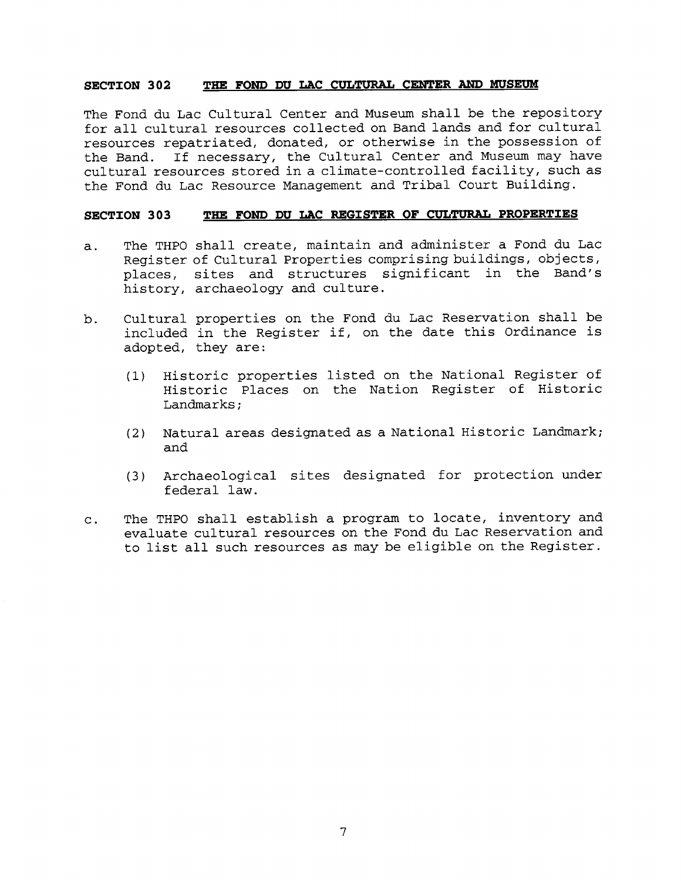## SECTION 302 THE FOND DU LAC CULTURAL CENTER AND MUSEUM

The Fond du Lac Cultural Center and Museum shall be the repository for all cultural resources collected on Band lands and for cultural resources repatriated, donated, or otherwise in the possession of the Band. If necessary, the Cultural Center and Museum may have cultural resources stored in a climate-controlled facility, such as the Fond du Lac Resource Management and Tribal Court Building.

## SECTION 303 THE FOND DU LAC REGISTER OF CULTURAL PROPERTIES

a. The THPO shall create, maintain and administer a Fond du Lac Register of Cultural Properties comprising buildings, objects, places, sites and structures significant in the Band's history, archaeology and culture.

b. Cultural properties on the Fond du Lac Reservation shall be included in the Register if, on the date this Ordinance is adopted, they are:

   (1) Historic properties listed on the National Register of Historic Places on the Nation Register of Historic Landmarks;

   (2) Natural areas designated as a National Historic Landmark; and

   (3) Archaeological sites designated for protection under federal law.

c. The THPO shall establish a program to locate, inventory and evaluate cultural resources on the Fond du Lac Reservation and to list all such resources as may be eligible on the Register.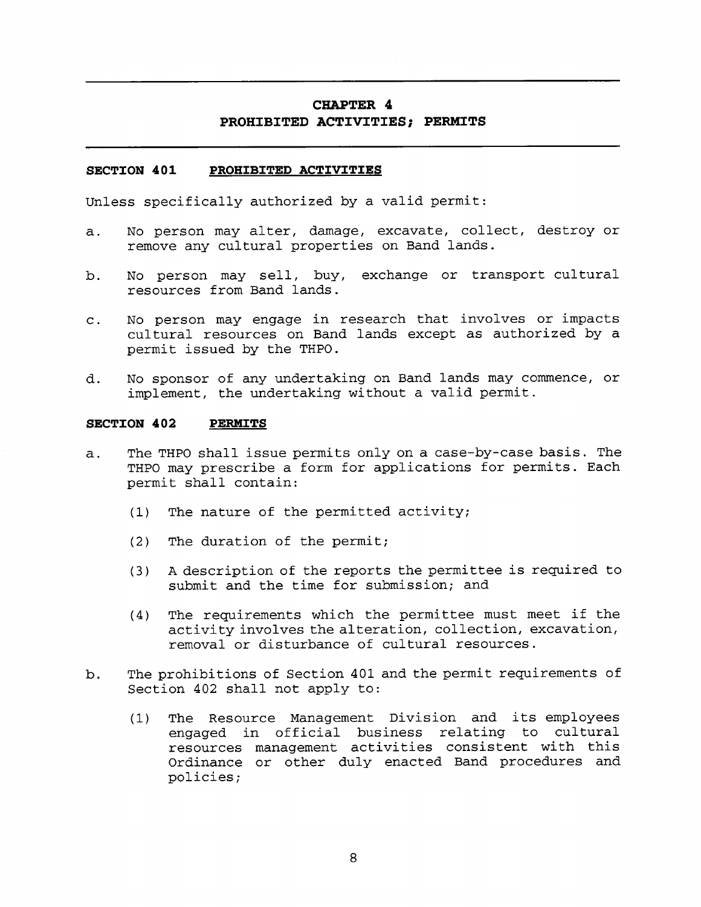## CHAPTER 4
## PROHIBITED ACTIVITIES; PERMITS

### SECTION 401 PROHIBITED ACTIVITIES

Unless specifically authorized by a valid permit:

a. No person may alter, damage, excavate, collect, destroy or remove any cultural properties on Band lands.

b. No person may sell, buy, exchange or transport cultural resources from Band lands.

c. No person may engage in research that involves or impacts cultural resources on Band lands except as authorized by a permit issued by the THPO.

d. No sponsor of any undertaking on Band lands may commence, or implement, the undertaking without a valid permit.

### SECTION 402 PERMITS

a. The THPO shall issue permits only on a case-by-case basis. The THPO may prescribe a form for applications for permits. Each permit shall contain:

   (1) The nature of the permitted activity;

   (2) The duration of the permit;

   (3) A description of the reports the permittee is required to submit and the time for submission; and

   (4) The requirements which the permittee must meet if the activity involves the alteration, collection, excavation, removal or disturbance of cultural resources.

b. The prohibitions of Section 401 and the permit requirements of Section 402 shall not apply to:

   (1) The Resource Management Division and its employees engaged in official business relating to cultural resources management activities consistent with this Ordinance or other duly enacted Band procedures and policies;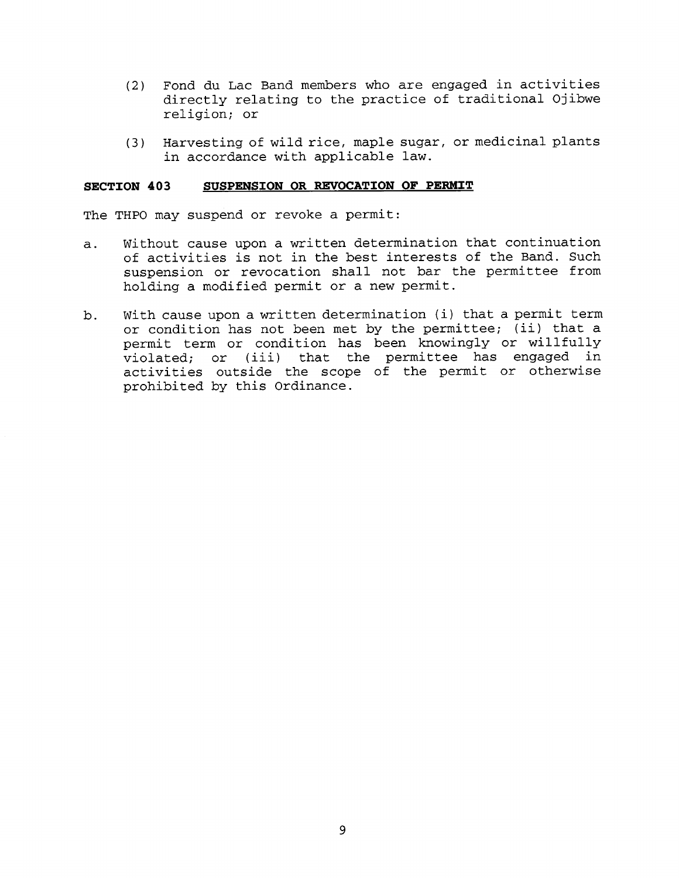(2) Fond du Lac Band members who are engaged in activities directly relating to the practice of traditional Ojibwe religion; or

(3) Harvesting of wild rice, maple sugar, or medicinal plants in accordance with applicable law.

## SECTION 403 <u>SUSPENSION OR REVOCATION OF PERMIT</u>

The THPO may suspend or revoke a permit:

a. Without cause upon a written determination that continuation of activities is not in the best interests of the Band. Such suspension or revocation shall not bar the permittee from holding a modified permit or a new permit.

b. With cause upon a written determination (i) that a permit term or condition has not been met by the permittee; (ii) that a permit term or condition has been knowingly or willfully violated; or (iii) that the permittee has engaged in activities outside the scope of the permit or otherwise prohibited by this Ordinance.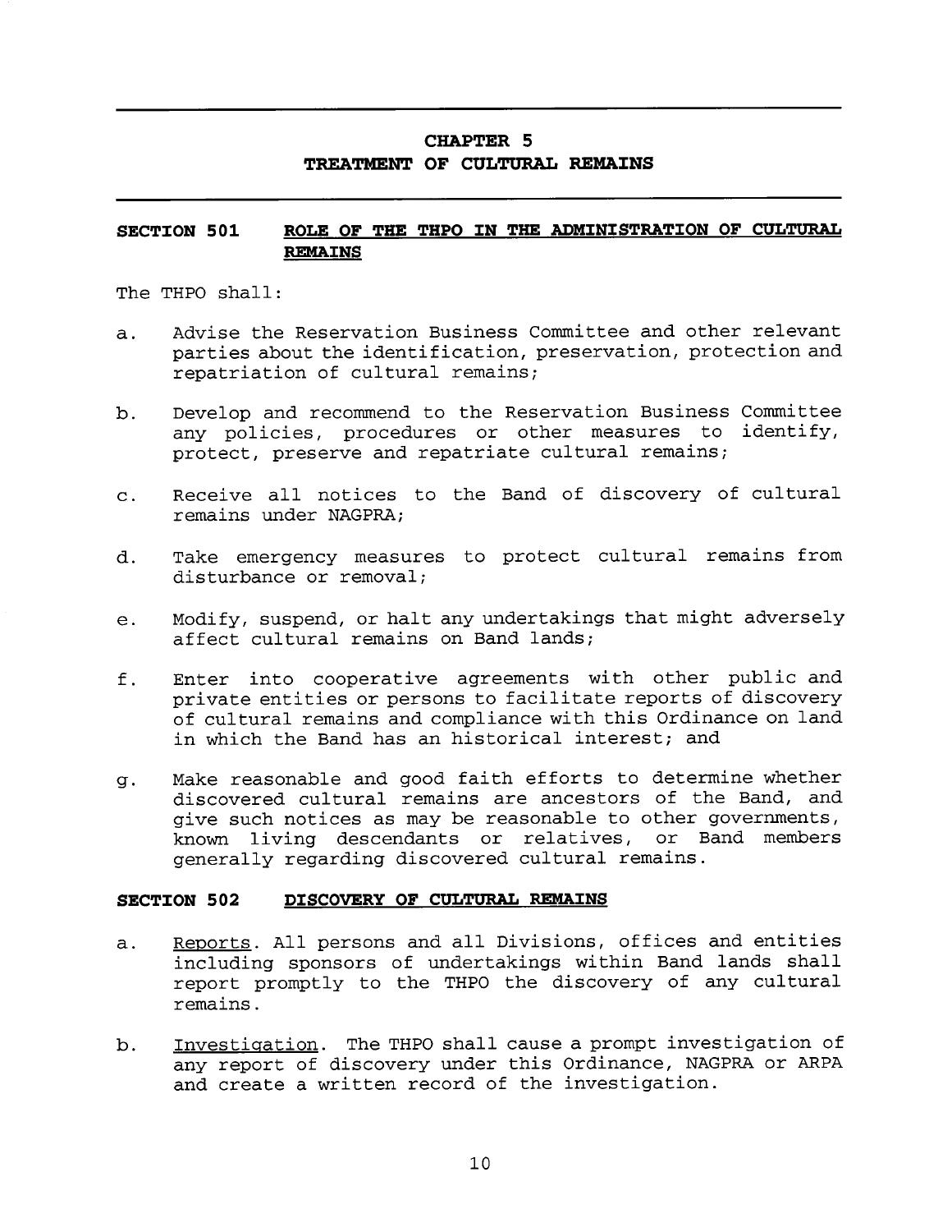## CHAPTER 5
## TREATMENT OF CULTURAL REMAINS

### SECTION 501 ROLE OF THE THPO IN THE ADMINISTRATION OF CULTURAL REMAINS

The THPO shall:

a. Advise the Reservation Business Committee and other relevant parties about the identification, preservation, protection and repatriation of cultural remains;

b. Develop and recommend to the Reservation Business Committee any policies, procedures or other measures to identify, protect, preserve and repatriate cultural remains;

c. Receive all notices to the Band of discovery of cultural remains under NAGPRA;

d. Take emergency measures to protect cultural remains from disturbance or removal;

e. Modify, suspend, or halt any undertakings that might adversely affect cultural remains on Band lands;

f. Enter into cooperative agreements with other public and private entities or persons to facilitate reports of discovery of cultural remains and compliance with this Ordinance on land in which the Band has an historical interest; and

g. Make reasonable and good faith efforts to determine whether discovered cultural remains are ancestors of the Band, and give such notices as may be reasonable to other governments, known living descendants or relatives, or Band members generally regarding discovered cultural remains.

### SECTION 502 DISCOVERY OF CULTURAL REMAINS

a. Reports. All persons and all Divisions, offices and entities including sponsors of undertakings within Band lands shall report promptly to the THPO the discovery of any cultural remains.

b. Investigation. The THPO shall cause a prompt investigation of any report of discovery under this Ordinance, NAGPRA or ARPA and create a written record of the investigation.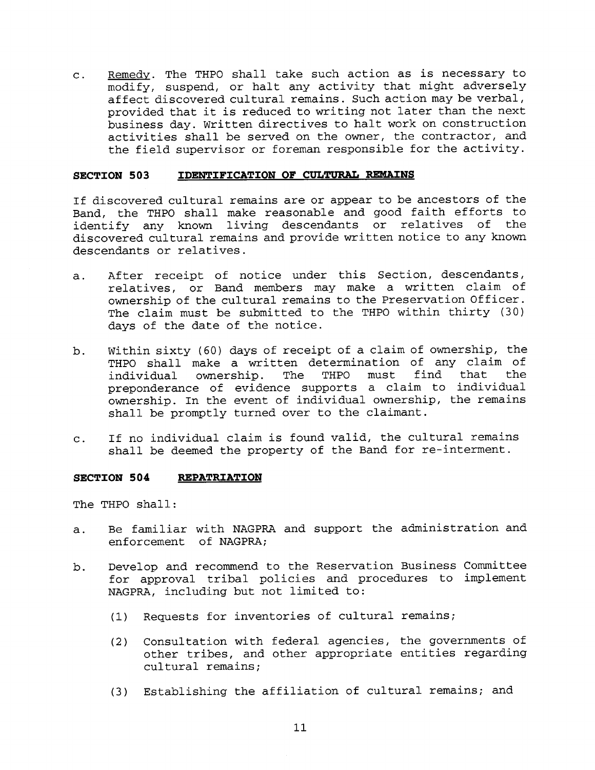c. Remedy. The THPO shall take such action as is necessary to modify, suspend, or halt any activity that might adversely affect discovered cultural remains. Such action may be verbal, provided that it is reduced to writing not later than the next business day. Written directives to halt work on construction activities shall be served on the owner, the contractor, and the field supervisor or foreman responsible for the activity.

## SECTION 503 IDENTIFICATION OF CULTURAL REMAINS

If discovered cultural remains are or appear to be ancestors of the Band, the THPO shall make reasonable and good faith efforts to identify any known living descendants or relatives of the discovered cultural remains and provide written notice to any known descendants or relatives.

a. After receipt of notice under this Section, descendants, relatives, or Band members may make a written claim of ownership of the cultural remains to the Preservation Officer. The claim must be submitted to the THPO within thirty (30) days of the date of the notice.

b. Within sixty (60) days of receipt of a claim of ownership, the THPO shall make a written determination of any claim of individual ownership. The THPO must find that the preponderance of evidence supports a claim to individual ownership. In the event of individual ownership, the remains shall be promptly turned over to the claimant.

c. If no individual claim is found valid, the cultural remains shall be deemed the property of the Band for re-interment.

## SECTION 504 REPATRIATION

The THPO shall:

a. Be familiar with NAGPRA and support the administration and enforcement of NAGPRA;

b. Develop and recommend to the Reservation Business Committee for approval tribal policies and procedures to implement NAGPRA, including but not limited to:

   (1) Requests for inventories of cultural remains;

   (2) Consultation with federal agencies, the governments of other tribes, and other appropriate entities regarding cultural remains;

   (3) Establishing the affiliation of cultural remains; and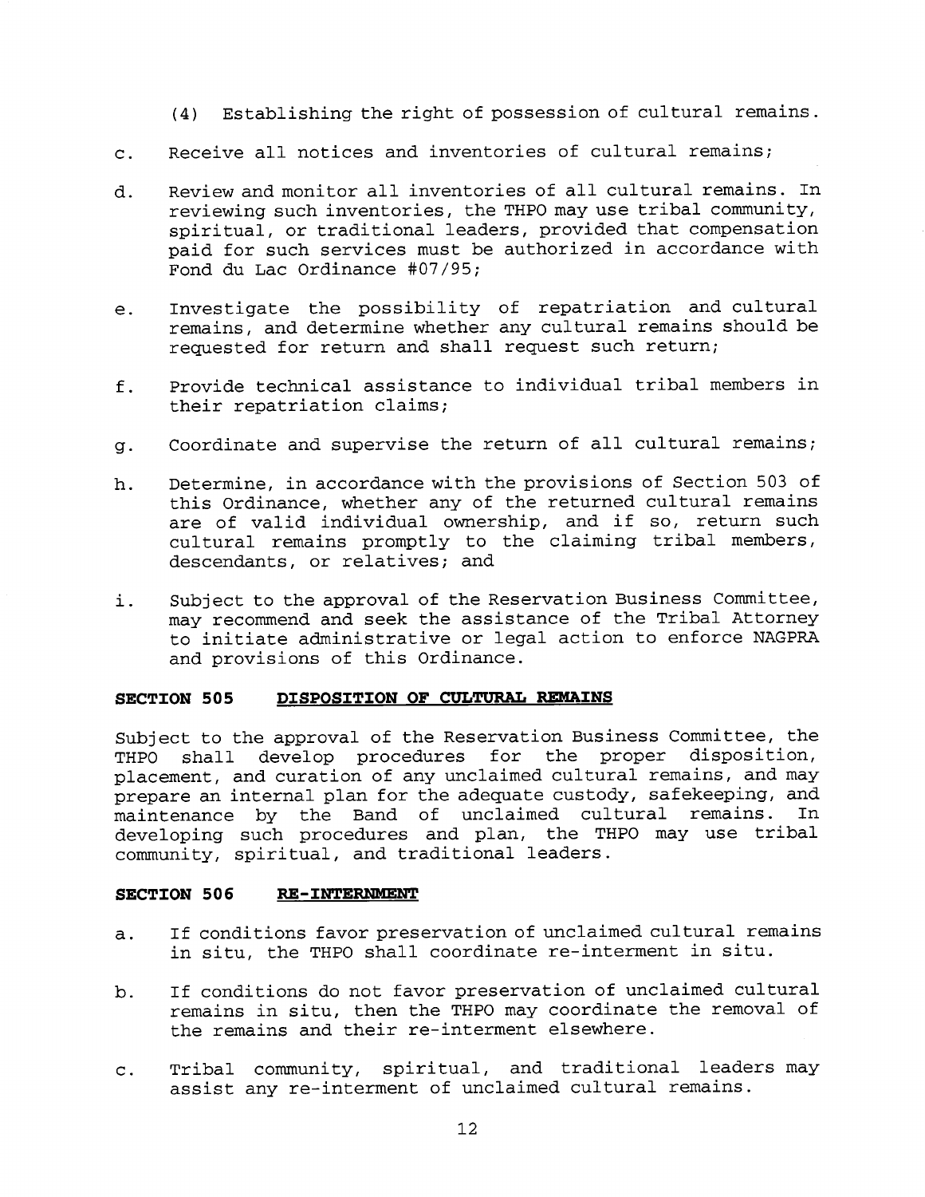(4) Establishing the right of possession of cultural remains.

c. Receive all notices and inventories of cultural remains;

d. Review and monitor all inventories of all cultural remains. In reviewing such inventories, the THPO may use tribal community, spiritual, or traditional leaders, provided that compensation paid for such services must be authorized in accordance with Fond du Lac Ordinance #07/95;

e. Investigate the possibility of repatriation and cultural remains, and determine whether any cultural remains should be requested for return and shall request such return;

f. Provide technical assistance to individual tribal members in their repatriation claims;

g. Coordinate and supervise the return of all cultural remains;

h. Determine, in accordance with the provisions of Section 503 of this Ordinance, whether any of the returned cultural remains are of valid individual ownership, and if so, return such cultural remains promptly to the claiming tribal members, descendants, or relatives; and

i. Subject to the approval of the Reservation Business Committee, may recommend and seek the assistance of the Tribal Attorney to initiate administrative or legal action to enforce NAGPRA and provisions of this Ordinance.

### SECTION 505 DISPOSITION OF CULTURAL REMAINS

Subject to the approval of the Reservation Business Committee, the THPO shall develop procedures for the proper disposition, placement, and curation of any unclaimed cultural remains, and may prepare an internal plan for the adequate custody, safekeeping, and maintenance by the Band of unclaimed cultural remains. In developing such procedures and plan, the THPO may use tribal community, spiritual, and traditional leaders.

### SECTION 506 RE-INTERNMENT

a. If conditions favor preservation of unclaimed cultural remains in situ, the THPO shall coordinate re-interment in situ.

b. If conditions do not favor preservation of unclaimed cultural remains in situ, then the THPO may coordinate the removal of the remains and their re-interment elsewhere.

c. Tribal community, spiritual, and traditional leaders may assist any re-interment of unclaimed cultural remains.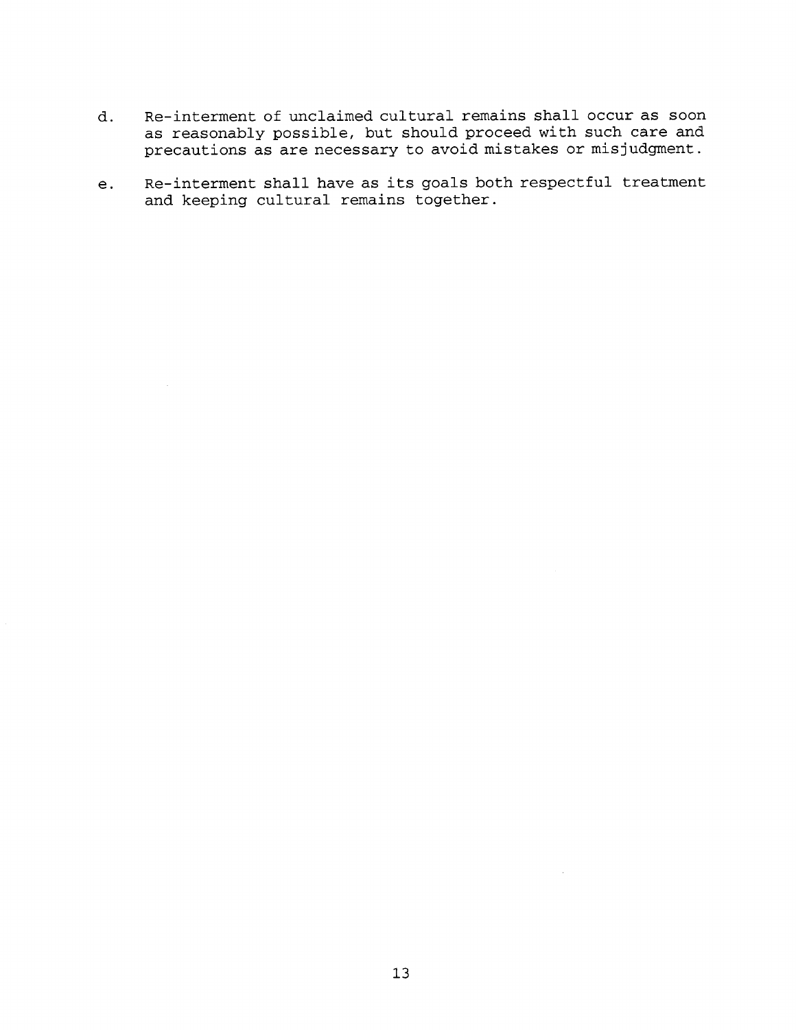d. Re-interment of unclaimed cultural remains shall occur as soon as reasonably possible, but should proceed with such care and precautions as are necessary to avoid mistakes or misjudgment.

e. Re-interment shall have as its goals both respectful treatment and keeping cultural remains together.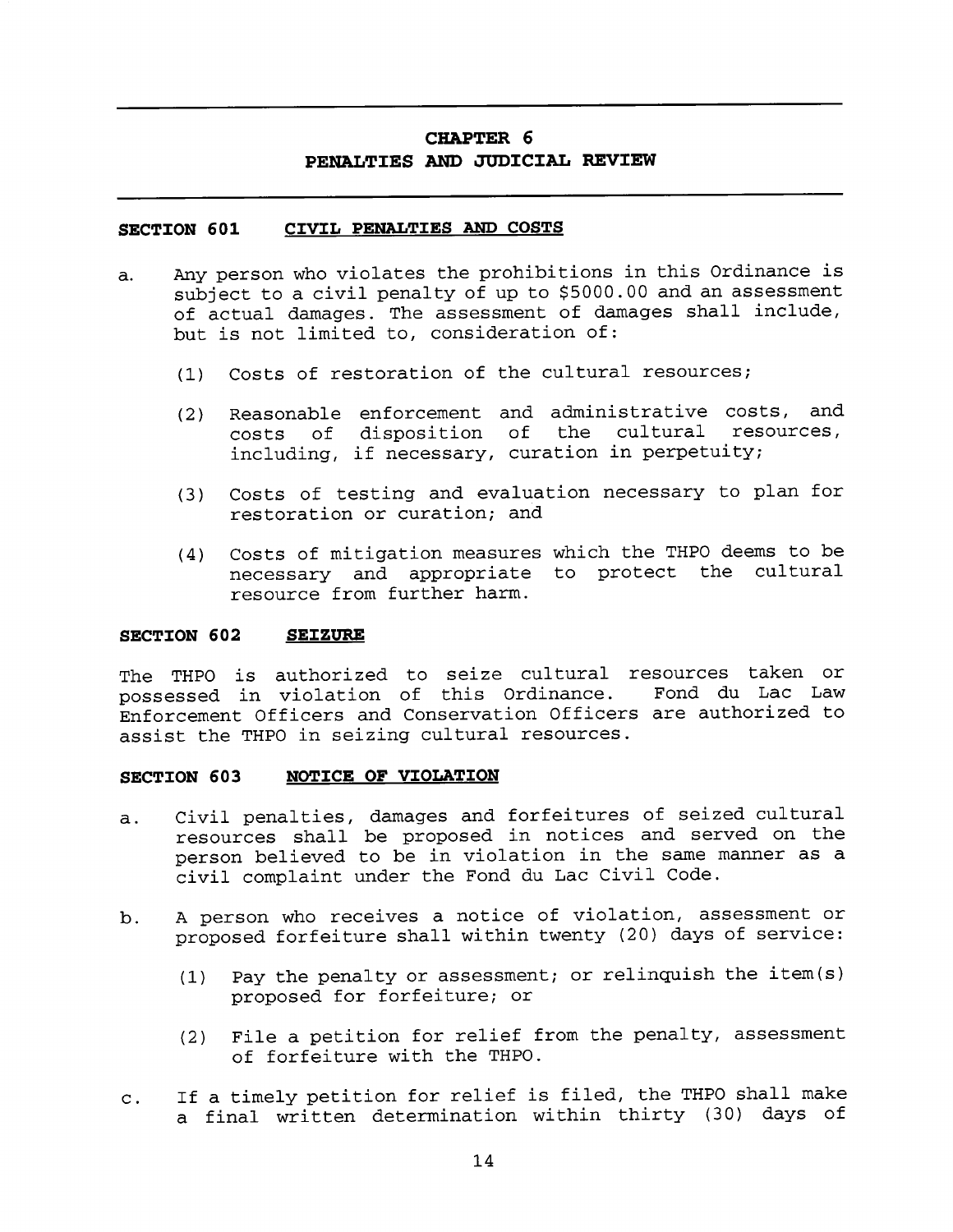# CHAPTER 6
# PENALTIES AND JUDICIAL REVIEW

### SECTION 601 CIVIL PENALTIES AND COSTS

a. Any person who violates the prohibitions in this Ordinance is subject to a civil penalty of up to $5000.00 and an assessment of actual damages. The assessment of damages shall include, but is not limited to, consideration of:

   (1) Costs of restoration of the cultural resources;

   (2) Reasonable enforcement and administrative costs, and costs of disposition of the cultural resources, including, if necessary, curation in perpetuity;

   (3) Costs of testing and evaluation necessary to plan for restoration or curation; and

   (4) Costs of mitigation measures which the THPO deems to be necessary and appropriate to protect the cultural resource from further harm.

### SECTION 602 SEIZURE

The THPO is authorized to seize cultural resources taken or possessed in violation of this Ordinance. Fond du Lac Law Enforcement Officers and Conservation Officers are authorized to assist the THPO in seizing cultural resources.

### SECTION 603 NOTICE OF VIOLATION

a. Civil penalties, damages and forfeitures of seized cultural resources shall be proposed in notices and served on the person believed to be in violation in the same manner as a civil complaint under the Fond du Lac Civil Code.

b. A person who receives a notice of violation, assessment or proposed forfeiture shall within twenty (20) days of service:

   (1) Pay the penalty or assessment; or relinquish the item(s) proposed for forfeiture; or

   (2) File a petition for relief from the penalty, assessment of forfeiture with the THPO.

c. If a timely petition for relief is filed, the THPO shall make a final written determination within thirty (30) days of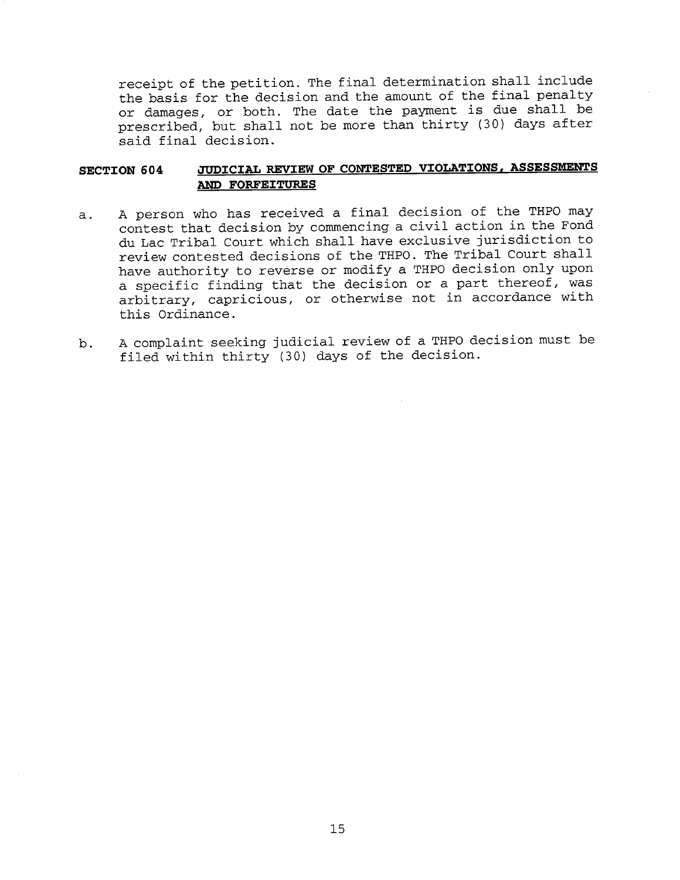receipt of the petition. The final determination shall include the basis for the decision and the amount of the final penalty or damages, or both. The date the payment is due shall be prescribed, but shall not be more than thirty (30) days after said final decision.

## SECTION 604 JUDICIAL REVIEW OF CONTESTED VIOLATIONS, ASSESSMENTS AND FORFEITURES

a. A person who has received a final decision of the THPO may contest that decision by commencing a civil action in the Fond du Lac Tribal Court which shall have exclusive jurisdiction to review contested decisions of the THPO. The Tribal Court shall have authority to reverse or modify a THPO decision only upon a specific finding that the decision or a part thereof, was arbitrary, capricious, or otherwise not in accordance with this Ordinance.

b. A complaint seeking judicial review of a THPO decision must be filed within thirty (30) days of the decision.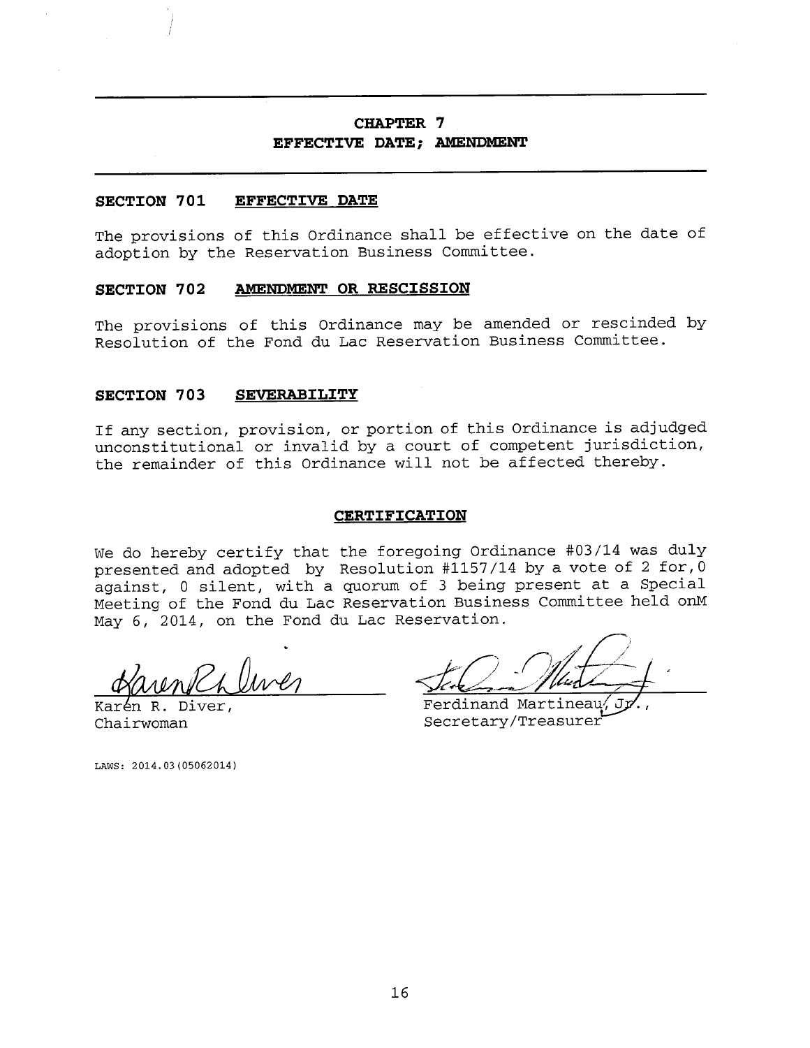## CHAPTER 7
## EFFECTIVE DATE; AMENDMENT

### SECTION 701 EFFECTIVE DATE

The provisions of this Ordinance shall be effective on the date of adoption by the Reservation Business Committee.

### SECTION 702 AMENDMENT OR RESCISSION

The provisions of this Ordinance may be amended or rescinded by Resolution of the Fond du Lac Reservation Business Committee.

### SECTION 703 SEVERABILITY

If any section, provision, or portion of this Ordinance is adjudged unconstitutional or invalid by a court of competent jurisdiction, the remainder of this Ordinance will not be affected thereby.

### CERTIFICATION

We do hereby certify that the foregoing Ordinance #03/14 was duly presented and adopted by Resolution #1157/14 by a vote of 2 for, 0 against, 0 silent, with a quorum of 3 being present at a Special Meeting of the Fond du Lac Reservation Business Committee held onM May 6, 2014, on the Fond du Lac Reservation.

Karen R. Diver,
Chairwoman

Ferdinand Martineau, Jr.,
Secretary/Treasurer

LAWS: 2014.03(05062014)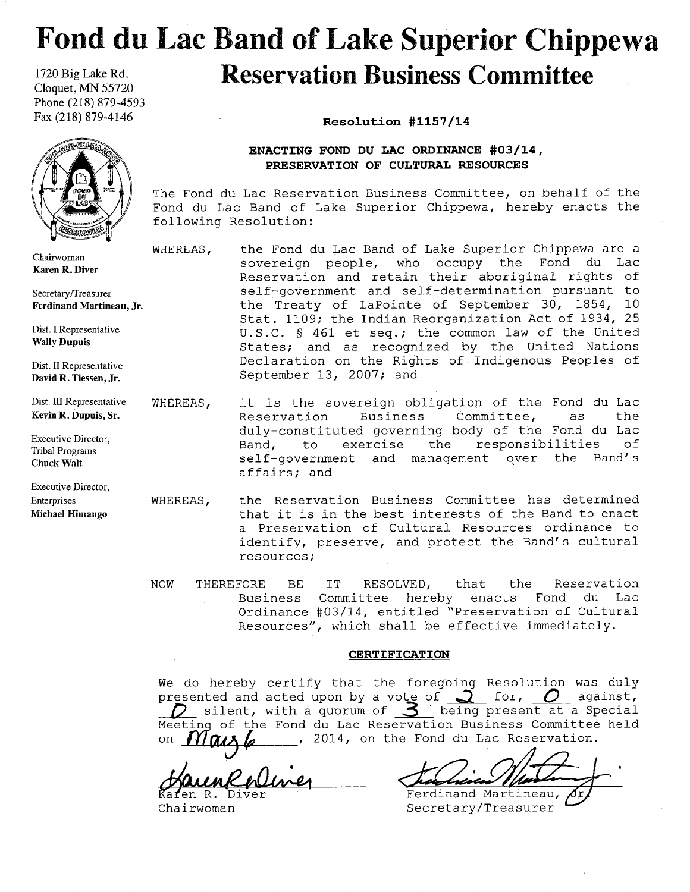# Fond du Lac Band of Lake Superior Chippewa

## Reservation Business Committee

1720 Big Lake Rd.
Cloquet, MN 55720
Phone (218) 879-4593
Fax (218) 879-4146

Chairwoman
**Karen R. Diver**

Secretary/Treasurer
**Ferdinand Martineau, Jr.**

Dist. I Representative
**Wally Dupuis**

Dist. II Representative
**David R. Tiessen, Jr.**

Dist. III Representative
**Kevin R. Dupuis, Sr.**

Executive Director, Tribal Programs
**Chuck Walt**

Executive Director, Enterprises
**Michael Himango**

**Resolution #1157/14**

**ENACTING FOND DU LAC ORDINANCE #03/14, PRESERVATION OF CULTURAL RESOURCES**

The Fond du Lac Reservation Business Committee, on behalf of the Fond du Lac Band of Lake Superior Chippewa, hereby enacts the following Resolution:

WHEREAS, the Fond du Lac Band of Lake Superior Chippewa are a sovereign people, who occupy the Fond du Lac Reservation and retain their aboriginal rights of self-government and self-determination pursuant to the Treaty of LaPointe of September 30, 1854, 10 Stat. 1109; the Indian Reorganization Act of 1934, 25 U.S.C. § 461 et seq.; the common law of the United States; and as recognized by the United Nations Declaration on the Rights of Indigenous Peoples of September 13, 2007; and

WHEREAS, it is the sovereign obligation of the Fond du Lac Reservation Business Committee, as the duly-constituted governing body of the Fond du Lac Band, to exercise the responsibilities of self-government and management over the Band's affairs; and

WHEREAS, the Reservation Business Committee has determined that it is in the best interests of the Band to enact a Preservation of Cultural Resources ordinance to identify, preserve, and protect the Band's cultural resources;

NOW THEREFORE BE IT RESOLVED, that the Reservation Business Committee hereby enacts Fond du Lac Ordinance #03/14, entitled "Preservation of Cultural Resources", which shall be effective immediately.

**CERTIFICATION**

We do hereby certify that the foregoing Resolution was duly presented and acted upon by a vote of 2 for, 0 against, 0 silent, with a quorum of 3 being present at a Special Meeting of the Fond du Lac Reservation Business Committee held on May 6, 2014, on the Fond du Lac Reservation.

Karen R. Diver
Chairwoman

Ferdinand Martineau, Jr.
Secretary/Treasurer